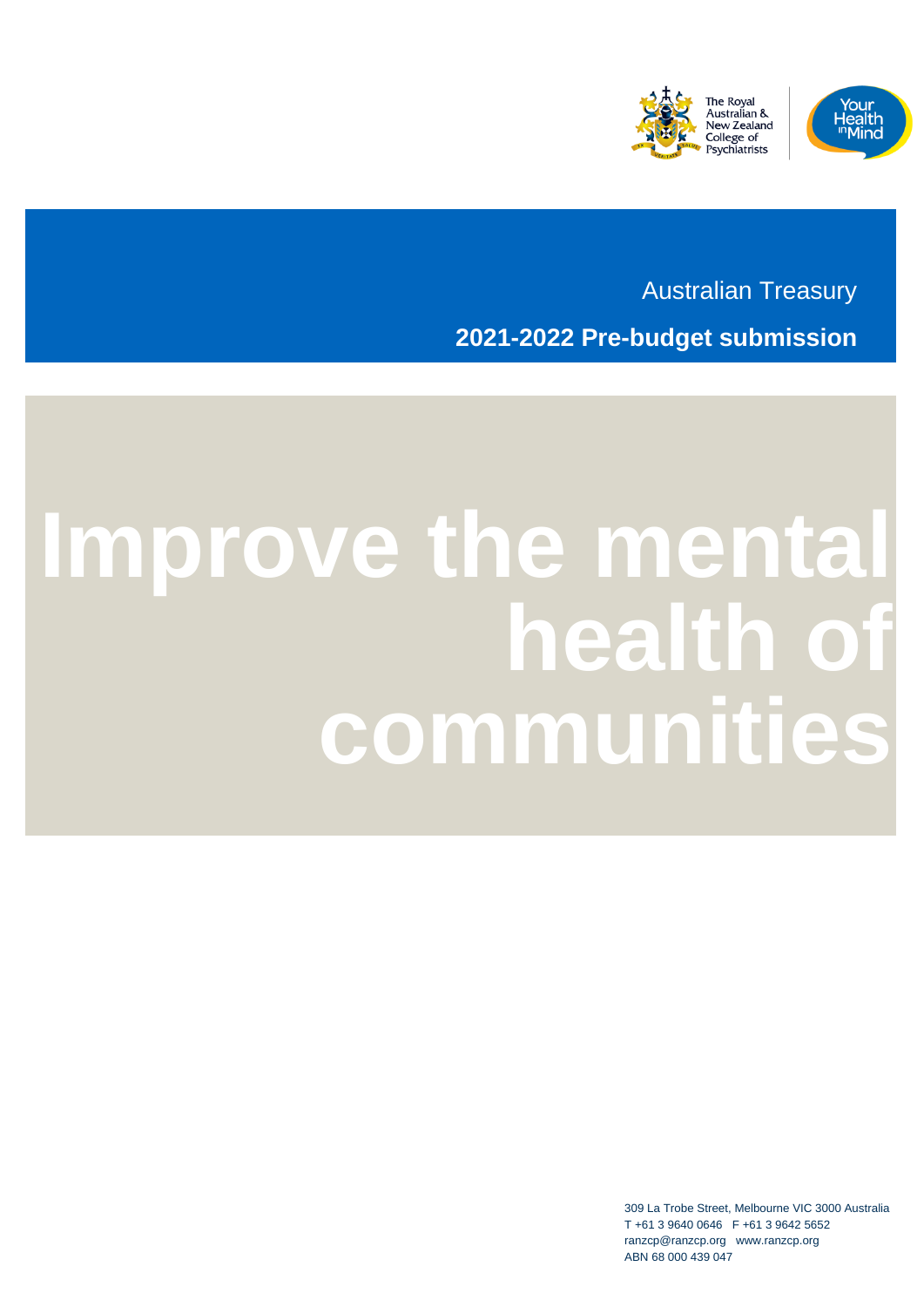The Royal Australian & New Zealand College of Psychiatrists

Your Health in Mind

Australian Treasury

**2021-2022 Pre-budget submission**

# Improve the mental health of communities

309 La Trobe Street, Melbourne VIC 3000 Australia
T +61 3 9640 0646 F +61 3 9642 5652
ranzcp@ranzcp.org www.ranzcp.org
ABN 68 000 439 047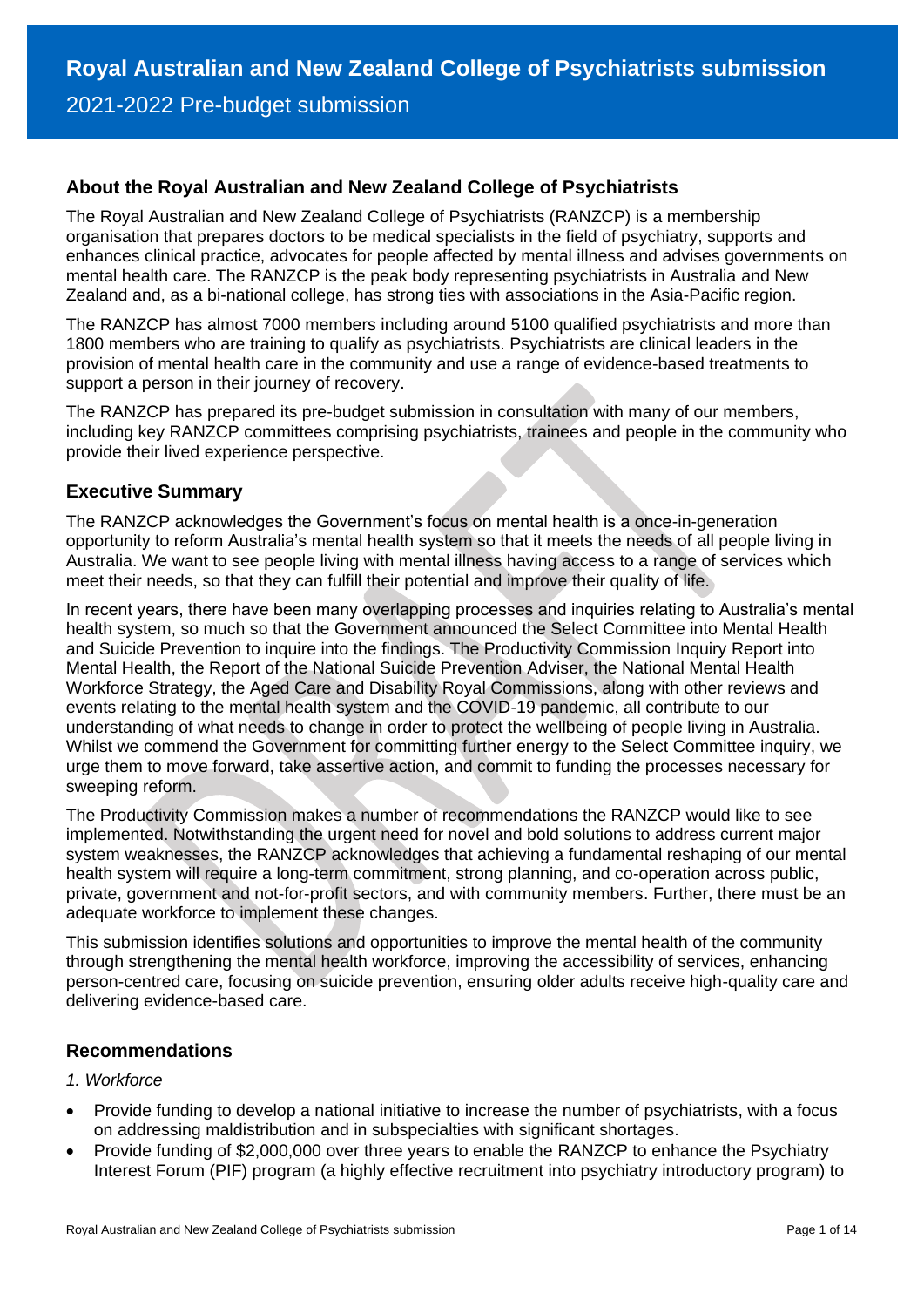# Royal Australian and New Zealand College of Psychiatrists submission

2021-2022 Pre-budget submission

## About the Royal Australian and New Zealand College of Psychiatrists

The Royal Australian and New Zealand College of Psychiatrists (RANZCP) is a membership organisation that prepares doctors to be medical specialists in the field of psychiatry, supports and enhances clinical practice, advocates for people affected by mental illness and advises governments on mental health care. The RANZCP is the peak body representing psychiatrists in Australia and New Zealand and, as a bi-national college, has strong ties with associations in the Asia-Pacific region.

The RANZCP has almost 7000 members including around 5100 qualified psychiatrists and more than 1800 members who are training to qualify as psychiatrists. Psychiatrists are clinical leaders in the provision of mental health care in the community and use a range of evidence-based treatments to support a person in their journey of recovery.

The RANZCP has prepared its pre-budget submission in consultation with many of our members, including key RANZCP committees comprising psychiatrists, trainees and people in the community who provide their lived experience perspective.

## Executive Summary

The RANZCP acknowledges the Government's focus on mental health is a once-in-generation opportunity to reform Australia's mental health system so that it meets the needs of all people living in Australia. We want to see people living with mental illness having access to a range of services which meet their needs, so that they can fulfill their potential and improve their quality of life.

In recent years, there have been many overlapping processes and inquiries relating to Australia's mental health system, so much so that the Government announced the Select Committee into Mental Health and Suicide Prevention to inquire into the findings. The Productivity Commission Inquiry Report into Mental Health, the Report of the National Suicide Prevention Adviser, the National Mental Health Workforce Strategy, the Aged Care and Disability Royal Commissions, along with other reviews and events relating to the mental health system and the COVID-19 pandemic, all contribute to our understanding of what needs to change in order to protect the wellbeing of people living in Australia. Whilst we commend the Government for committing further energy to the Select Committee inquiry, we urge them to move forward, take assertive action, and commit to funding the processes necessary for sweeping reform.

The Productivity Commission makes a number of recommendations the RANZCP would like to see implemented. Notwithstanding the urgent need for novel and bold solutions to address current major system weaknesses, the RANZCP acknowledges that achieving a fundamental reshaping of our mental health system will require a long-term commitment, strong planning, and co-operation across public, private, government and not-for-profit sectors, and with community members. Further, there must be an adequate workforce to implement these changes.

This submission identifies solutions and opportunities to improve the mental health of the community through strengthening the mental health workforce, improving the accessibility of services, enhancing person-centred care, focusing on suicide prevention, ensuring older adults receive high-quality care and delivering evidence-based care.

## Recommendations

*1. Workforce*

- Provide funding to develop a national initiative to increase the number of psychiatrists, with a focus on addressing maldistribution and in subspecialties with significant shortages.
- Provide funding of $2,000,000 over three years to enable the RANZCP to enhance the Psychiatry Interest Forum (PIF) program (a highly effective recruitment into psychiatry introductory program) to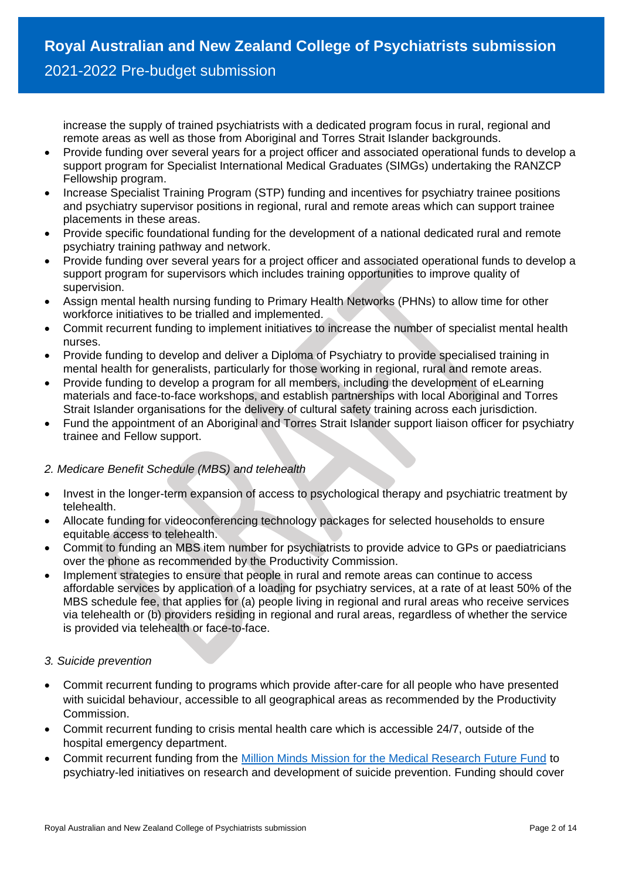increase the supply of trained psychiatrists with a dedicated program focus in rural, regional and remote areas as well as those from Aboriginal and Torres Strait Islander backgrounds.

- Provide funding over several years for a project officer and associated operational funds to develop a support program for Specialist International Medical Graduates (SIMGs) undertaking the RANZCP Fellowship program.
- Increase Specialist Training Program (STP) funding and incentives for psychiatry trainee positions and psychiatry supervisor positions in regional, rural and remote areas which can support trainee placements in these areas.
- Provide specific foundational funding for the development of a national dedicated rural and remote psychiatry training pathway and network.
- Provide funding over several years for a project officer and associated operational funds to develop a support program for supervisors which includes training opportunities to improve quality of supervision.
- Assign mental health nursing funding to Primary Health Networks (PHNs) to allow time for other workforce initiatives to be trialled and implemented.
- Commit recurrent funding to implement initiatives to increase the number of specialist mental health nurses.
- Provide funding to develop and deliver a Diploma of Psychiatry to provide specialised training in mental health for generalists, particularly for those working in regional, rural and remote areas.
- Provide funding to develop a program for all members, including the development of eLearning materials and face-to-face workshops, and establish partnerships with local Aboriginal and Torres Strait Islander organisations for the delivery of cultural safety training across each jurisdiction.
- Fund the appointment of an Aboriginal and Torres Strait Islander support liaison officer for psychiatry trainee and Fellow support.

*2. Medicare Benefit Schedule (MBS) and telehealth*

- Invest in the longer-term expansion of access to psychological therapy and psychiatric treatment by telehealth.
- Allocate funding for videoconferencing technology packages for selected households to ensure equitable access to telehealth.
- Commit to funding an MBS item number for psychiatrists to provide advice to GPs or paediatricians over the phone as recommended by the Productivity Commission.
- Implement strategies to ensure that people in rural and remote areas can continue to access affordable services by application of a loading for psychiatry services, at a rate of at least 50% of the MBS schedule fee, that applies for (a) people living in regional and rural areas who receive services via telehealth or (b) providers residing in regional and rural areas, regardless of whether the service is provided via telehealth or face-to-face.

*3. Suicide prevention*

- Commit recurrent funding to programs which provide after-care for all people who have presented with suicidal behaviour, accessible to all geographical areas as recommended by the Productivity Commission.
- Commit recurrent funding to crisis mental health care which is accessible 24/7, outside of the hospital emergency department.
- Commit recurrent funding from the [Million Minds Mission for the Medical Research Future Fund](#) to psychiatry-led initiatives on research and development of suicide prevention. Funding should cover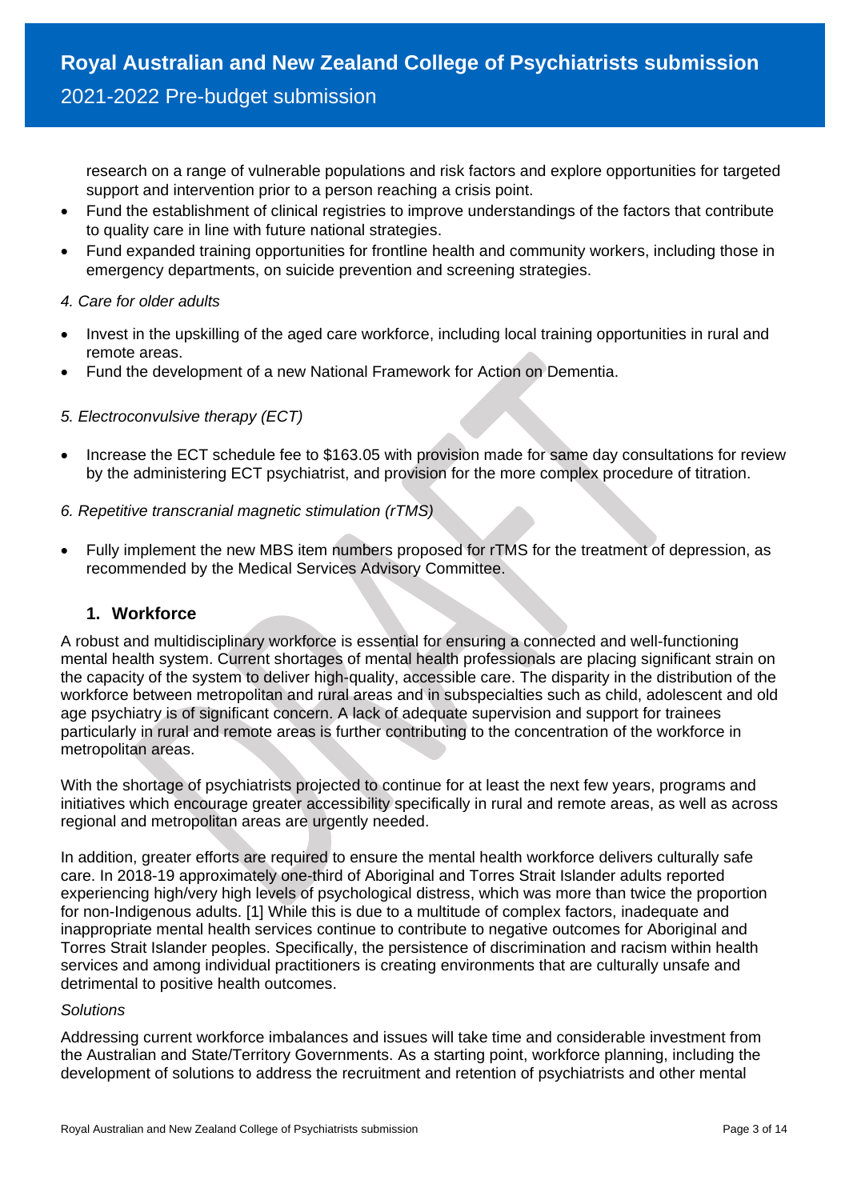research on a range of vulnerable populations and risk factors and explore opportunities for targeted support and intervention prior to a person reaching a crisis point.

- Fund the establishment of clinical registries to improve understandings of the factors that contribute to quality care in line with future national strategies.
- Fund expanded training opportunities for frontline health and community workers, including those in emergency departments, on suicide prevention and screening strategies.

*4. Care for older adults*

- Invest in the upskilling of the aged care workforce, including local training opportunities in rural and remote areas.
- Fund the development of a new National Framework for Action on Dementia.

*5. Electroconvulsive therapy (ECT)*

- Increase the ECT schedule fee to $163.05 with provision made for same day consultations for review by the administering ECT psychiatrist, and provision for the more complex procedure of titration.

*6. Repetitive transcranial magnetic stimulation (rTMS)*

- Fully implement the new MBS item numbers proposed for rTMS for the treatment of depression, as recommended by the Medical Services Advisory Committee.

## 1. Workforce

A robust and multidisciplinary workforce is essential for ensuring a connected and well-functioning mental health system. Current shortages of mental health professionals are placing significant strain on the capacity of the system to deliver high-quality, accessible care. The disparity in the distribution of the workforce between metropolitan and rural areas and in subspecialties such as child, adolescent and old age psychiatry is of significant concern. A lack of adequate supervision and support for trainees particularly in rural and remote areas is further contributing to the concentration of the workforce in metropolitan areas.

With the shortage of psychiatrists projected to continue for at least the next few years, programs and initiatives which encourage greater accessibility specifically in rural and remote areas, as well as across regional and metropolitan areas are urgently needed.

In addition, greater efforts are required to ensure the mental health workforce delivers culturally safe care. In 2018-19 approximately one-third of Aboriginal and Torres Strait Islander adults reported experiencing high/very high levels of psychological distress, which was more than twice the proportion for non-Indigenous adults. [1] While this is due to a multitude of complex factors, inadequate and inappropriate mental health services continue to contribute to negative outcomes for Aboriginal and Torres Strait Islander peoples. Specifically, the persistence of discrimination and racism within health services and among individual practitioners is creating environments that are culturally unsafe and detrimental to positive health outcomes.

*Solutions*

Addressing current workforce imbalances and issues will take time and considerable investment from the Australian and State/Territory Governments. As a starting point, workforce planning, including the development of solutions to address the recruitment and retention of psychiatrists and other mental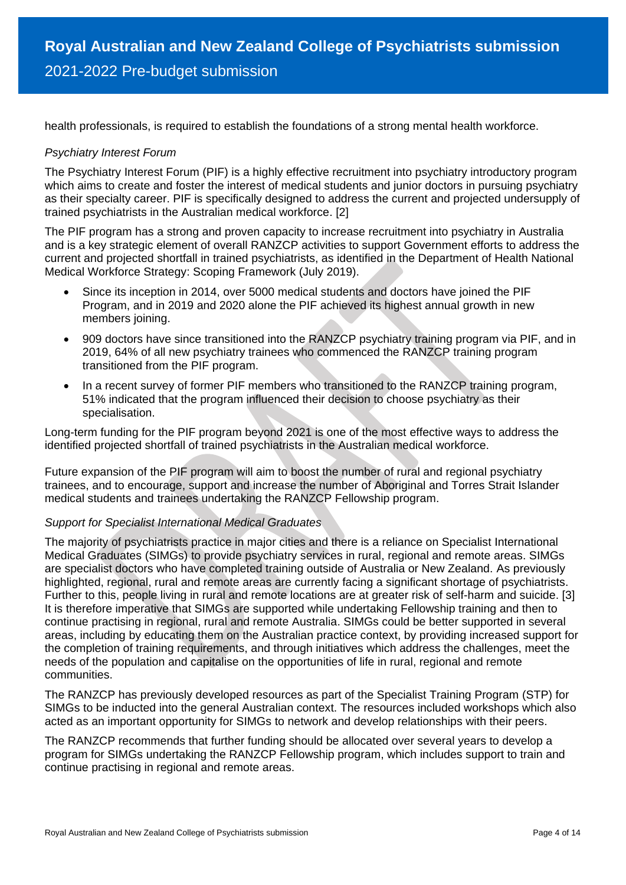health professionals, is required to establish the foundations of a strong mental health workforce.

*Psychiatry Interest Forum*

The Psychiatry Interest Forum (PIF) is a highly effective recruitment into psychiatry introductory program which aims to create and foster the interest of medical students and junior doctors in pursuing psychiatry as their specialty career. PIF is specifically designed to address the current and projected undersupply of trained psychiatrists in the Australian medical workforce. [2]

The PIF program has a strong and proven capacity to increase recruitment into psychiatry in Australia and is a key strategic element of overall RANZCP activities to support Government efforts to address the current and projected shortfall in trained psychiatrists, as identified in the Department of Health National Medical Workforce Strategy: Scoping Framework (July 2019).

- Since its inception in 2014, over 5000 medical students and doctors have joined the PIF Program, and in 2019 and 2020 alone the PIF achieved its highest annual growth in new members joining.
- 909 doctors have since transitioned into the RANZCP psychiatry training program via PIF, and in 2019, 64% of all new psychiatry trainees who commenced the RANZCP training program transitioned from the PIF program.
- In a recent survey of former PIF members who transitioned to the RANZCP training program, 51% indicated that the program influenced their decision to choose psychiatry as their specialisation.

Long-term funding for the PIF program beyond 2021 is one of the most effective ways to address the identified projected shortfall of trained psychiatrists in the Australian medical workforce.

Future expansion of the PIF program will aim to boost the number of rural and regional psychiatry trainees, and to encourage, support and increase the number of Aboriginal and Torres Strait Islander medical students and trainees undertaking the RANZCP Fellowship program.

*Support for Specialist International Medical Graduates*

The majority of psychiatrists practice in major cities and there is a reliance on Specialist International Medical Graduates (SIMGs) to provide psychiatry services in rural, regional and remote areas. SIMGs are specialist doctors who have completed training outside of Australia or New Zealand. As previously highlighted, regional, rural and remote areas are currently facing a significant shortage of psychiatrists. Further to this, people living in rural and remote locations are at greater risk of self-harm and suicide. [3] It is therefore imperative that SIMGs are supported while undertaking Fellowship training and then to continue practising in regional, rural and remote Australia. SIMGs could be better supported in several areas, including by educating them on the Australian practice context, by providing increased support for the completion of training requirements, and through initiatives which address the challenges, meet the needs of the population and capitalise on the opportunities of life in rural, regional and remote communities.

The RANZCP has previously developed resources as part of the Specialist Training Program (STP) for SIMGs to be inducted into the general Australian context. The resources included workshops which also acted as an important opportunity for SIMGs to network and develop relationships with their peers.

The RANZCP recommends that further funding should be allocated over several years to develop a program for SIMGs undertaking the RANZCP Fellowship program, which includes support to train and continue practising in regional and remote areas.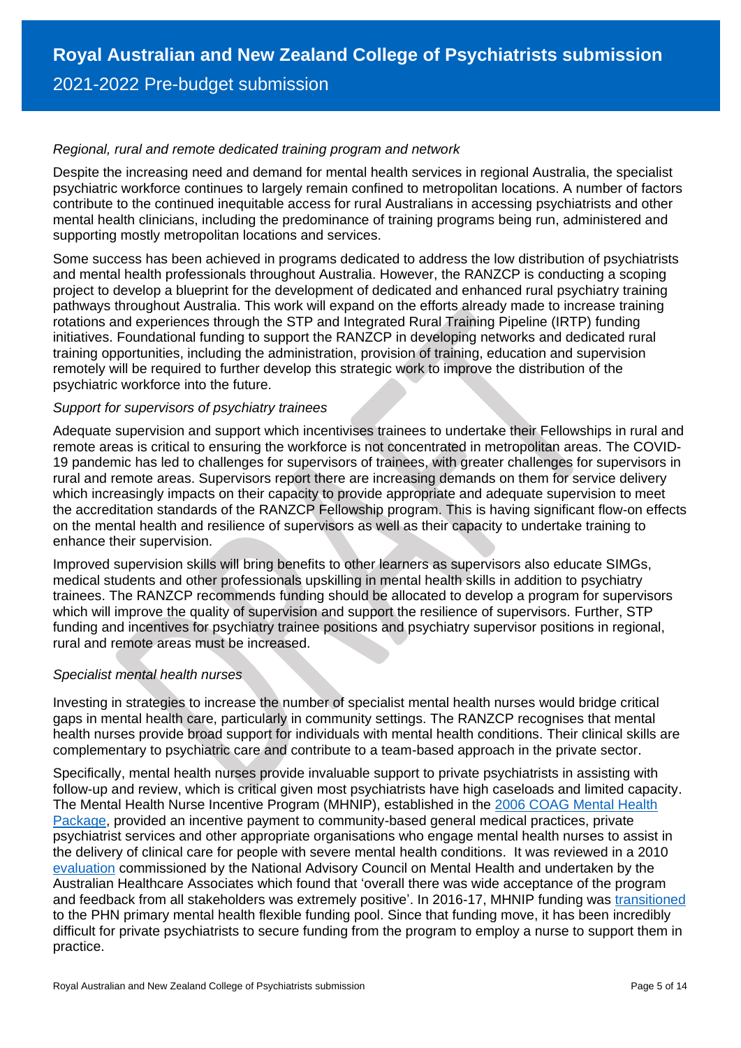*Regional, rural and remote dedicated training program and network*

Despite the increasing need and demand for mental health services in regional Australia, the specialist psychiatric workforce continues to largely remain confined to metropolitan locations. A number of factors contribute to the continued inequitable access for rural Australians in accessing psychiatrists and other mental health clinicians, including the predominance of training programs being run, administered and supporting mostly metropolitan locations and services.

Some success has been achieved in programs dedicated to address the low distribution of psychiatrists and mental health professionals throughout Australia. However, the RANZCP is conducting a scoping project to develop a blueprint for the development of dedicated and enhanced rural psychiatry training pathways throughout Australia. This work will expand on the efforts already made to increase training rotations and experiences through the STP and Integrated Rural Training Pipeline (IRTP) funding initiatives. Foundational funding to support the RANZCP in developing networks and dedicated rural training opportunities, including the administration, provision of training, education and supervision remotely will be required to further develop this strategic work to improve the distribution of the psychiatric workforce into the future.

*Support for supervisors of psychiatry trainees*

Adequate supervision and support which incentivises trainees to undertake their Fellowships in rural and remote areas is critical to ensuring the workforce is not concentrated in metropolitan areas. The COVID-19 pandemic has led to challenges for supervisors of trainees, with greater challenges for supervisors in rural and remote areas. Supervisors report there are increasing demands on them for service delivery which increasingly impacts on their capacity to provide appropriate and adequate supervision to meet the accreditation standards of the RANZCP Fellowship program. This is having significant flow-on effects on the mental health and resilience of supervisors as well as their capacity to undertake training to enhance their supervision.

Improved supervision skills will bring benefits to other learners as supervisors also educate SIMGs, medical students and other professionals upskilling in mental health skills in addition to psychiatry trainees. The RANZCP recommends funding should be allocated to develop a program for supervisors which will improve the quality of supervision and support the resilience of supervisors. Further, STP funding and incentives for psychiatry trainee positions and psychiatry supervisor positions in regional, rural and remote areas must be increased.

*Specialist mental health nurses*

Investing in strategies to increase the number of specialist mental health nurses would bridge critical gaps in mental health care, particularly in community settings. The RANZCP recognises that mental health nurses provide broad support for individuals with mental health conditions. Their clinical skills are complementary to psychiatric care and contribute to a team-based approach in the private sector.

Specifically, mental health nurses provide invaluable support to private psychiatrists in assisting with follow-up and review, which is critical given most psychiatrists have high caseloads and limited capacity. The Mental Health Nurse Incentive Program (MHNIP), established in the 2006 COAG Mental Health Package, provided an incentive payment to community-based general medical practices, private psychiatrist services and other appropriate organisations who engage mental health nurses to assist in the delivery of clinical care for people with severe mental health conditions. It was reviewed in a 2010 evaluation commissioned by the National Advisory Council on Mental Health and undertaken by the Australian Healthcare Associates which found that 'overall there was wide acceptance of the program and feedback from all stakeholders was extremely positive'. In 2016-17, MHNIP funding was transitioned to the PHN primary mental health flexible funding pool. Since that funding move, it has been incredibly difficult for private psychiatrists to secure funding from the program to employ a nurse to support them in practice.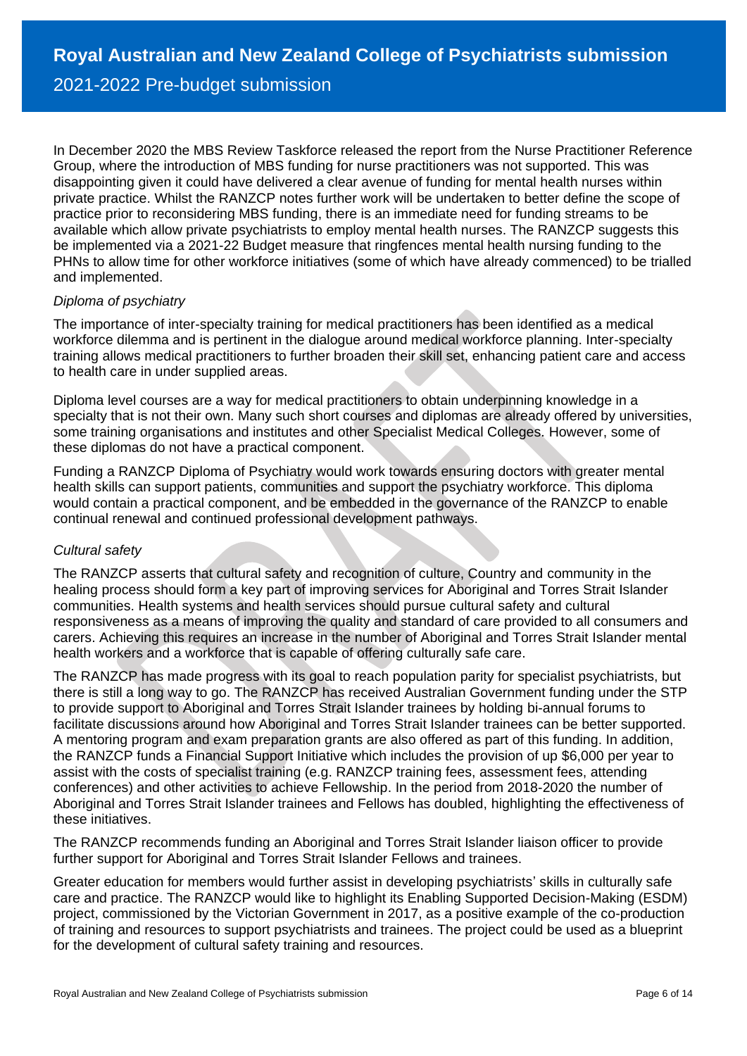In December 2020 the MBS Review Taskforce released the report from the Nurse Practitioner Reference Group, where the introduction of MBS funding for nurse practitioners was not supported. This was disappointing given it could have delivered a clear avenue of funding for mental health nurses within private practice. Whilst the RANZCP notes further work will be undertaken to better define the scope of practice prior to reconsidering MBS funding, there is an immediate need for funding streams to be available which allow private psychiatrists to employ mental health nurses. The RANZCP suggests this be implemented via a 2021-22 Budget measure that ringfences mental health nursing funding to the PHNs to allow time for other workforce initiatives (some of which have already commenced) to be trialled and implemented.

*Diploma of psychiatry*

The importance of inter-specialty training for medical practitioners has been identified as a medical workforce dilemma and is pertinent in the dialogue around medical workforce planning. Inter-specialty training allows medical practitioners to further broaden their skill set, enhancing patient care and access to health care in under supplied areas.

Diploma level courses are a way for medical practitioners to obtain underpinning knowledge in a specialty that is not their own. Many such short courses and diplomas are already offered by universities, some training organisations and institutes and other Specialist Medical Colleges. However, some of these diplomas do not have a practical component.

Funding a RANZCP Diploma of Psychiatry would work towards ensuring doctors with greater mental health skills can support patients, communities and support the psychiatry workforce. This diploma would contain a practical component, and be embedded in the governance of the RANZCP to enable continual renewal and continued professional development pathways.

*Cultural safety*

The RANZCP asserts that cultural safety and recognition of culture, Country and community in the healing process should form a key part of improving services for Aboriginal and Torres Strait Islander communities. Health systems and health services should pursue cultural safety and cultural responsiveness as a means of improving the quality and standard of care provided to all consumers and carers. Achieving this requires an increase in the number of Aboriginal and Torres Strait Islander mental health workers and a workforce that is capable of offering culturally safe care.

The RANZCP has made progress with its goal to reach population parity for specialist psychiatrists, but there is still a long way to go. The RANZCP has received Australian Government funding under the STP to provide support to Aboriginal and Torres Strait Islander trainees by holding bi-annual forums to facilitate discussions around how Aboriginal and Torres Strait Islander trainees can be better supported. A mentoring program and exam preparation grants are also offered as part of this funding. In addition, the RANZCP funds a Financial Support Initiative which includes the provision of up $6,000 per year to assist with the costs of specialist training (e.g. RANZCP training fees, assessment fees, attending conferences) and other activities to achieve Fellowship. In the period from 2018-2020 the number of Aboriginal and Torres Strait Islander trainees and Fellows has doubled, highlighting the effectiveness of these initiatives.

The RANZCP recommends funding an Aboriginal and Torres Strait Islander liaison officer to provide further support for Aboriginal and Torres Strait Islander Fellows and trainees.

Greater education for members would further assist in developing psychiatrists' skills in culturally safe care and practice. The RANZCP would like to highlight its Enabling Supported Decision-Making (ESDM) project, commissioned by the Victorian Government in 2017, as a positive example of the co-production of training and resources to support psychiatrists and trainees. The project could be used as a blueprint for the development of cultural safety training and resources.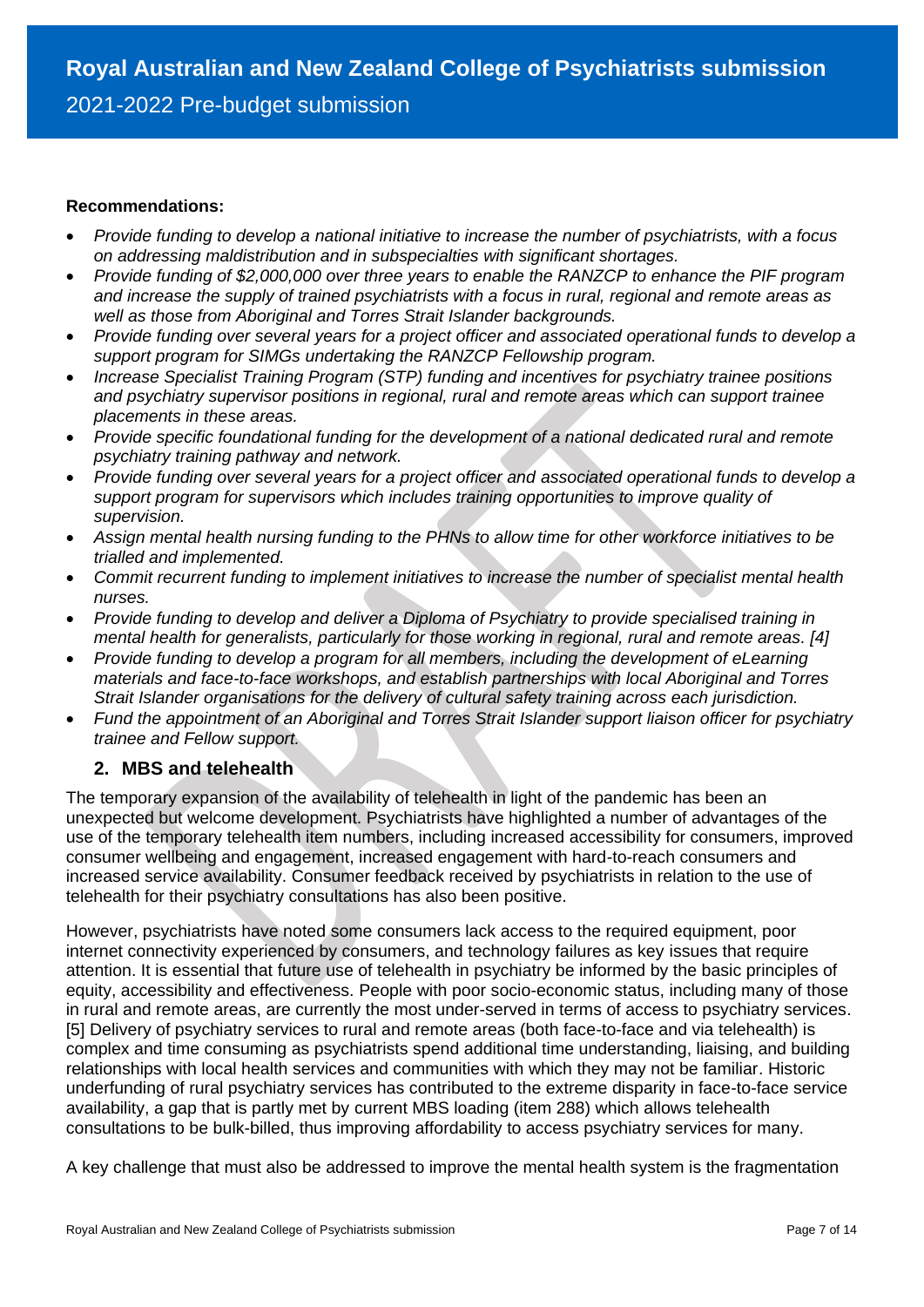**Recommendations:**

- *Provide funding to develop a national initiative to increase the number of psychiatrists, with a focus on addressing maldistribution and in subspecialties with significant shortages.*
- *Provide funding of $2,000,000 over three years to enable the RANZCP to enhance the PIF program and increase the supply of trained psychiatrists with a focus in rural, regional and remote areas as well as those from Aboriginal and Torres Strait Islander backgrounds.*
- *Provide funding over several years for a project officer and associated operational funds to develop a support program for SIMGs undertaking the RANZCP Fellowship program.*
- *Increase Specialist Training Program (STP) funding and incentives for psychiatry trainee positions and psychiatry supervisor positions in regional, rural and remote areas which can support trainee placements in these areas.*
- *Provide specific foundational funding for the development of a national dedicated rural and remote psychiatry training pathway and network.*
- *Provide funding over several years for a project officer and associated operational funds to develop a support program for supervisors which includes training opportunities to improve quality of supervision.*
- *Assign mental health nursing funding to the PHNs to allow time for other workforce initiatives to be trialled and implemented.*
- *Commit recurrent funding to implement initiatives to increase the number of specialist mental health nurses.*
- *Provide funding to develop and deliver a Diploma of Psychiatry to provide specialised training in mental health for generalists, particularly for those working in regional, rural and remote areas. [4]*
- *Provide funding to develop a program for all members, including the development of eLearning materials and face-to-face workshops, and establish partnerships with local Aboriginal and Torres Strait Islander organisations for the delivery of cultural safety training across each jurisdiction.*
- *Fund the appointment of an Aboriginal and Torres Strait Islander support liaison officer for psychiatry trainee and Fellow support.*

## 2. MBS and telehealth

The temporary expansion of the availability of telehealth in light of the pandemic has been an unexpected but welcome development. Psychiatrists have highlighted a number of advantages of the use of the temporary telehealth item numbers, including increased accessibility for consumers, improved consumer wellbeing and engagement, increased engagement with hard-to-reach consumers and increased service availability. Consumer feedback received by psychiatrists in relation to the use of telehealth for their psychiatry consultations has also been positive.

However, psychiatrists have noted some consumers lack access to the required equipment, poor internet connectivity experienced by consumers, and technology failures as key issues that require attention. It is essential that future use of telehealth in psychiatry be informed by the basic principles of equity, accessibility and effectiveness. People with poor socio-economic status, including many of those in rural and remote areas, are currently the most under-served in terms of access to psychiatry services. [5] Delivery of psychiatry services to rural and remote areas (both face-to-face and via telehealth) is complex and time consuming as psychiatrists spend additional time understanding, liaising, and building relationships with local health services and communities with which they may not be familiar. Historic underfunding of rural psychiatry services has contributed to the extreme disparity in face-to-face service availability, a gap that is partly met by current MBS loading (item 288) which allows telehealth consultations to be bulk-billed, thus improving affordability to access psychiatry services for many.

A key challenge that must also be addressed to improve the mental health system is the fragmentation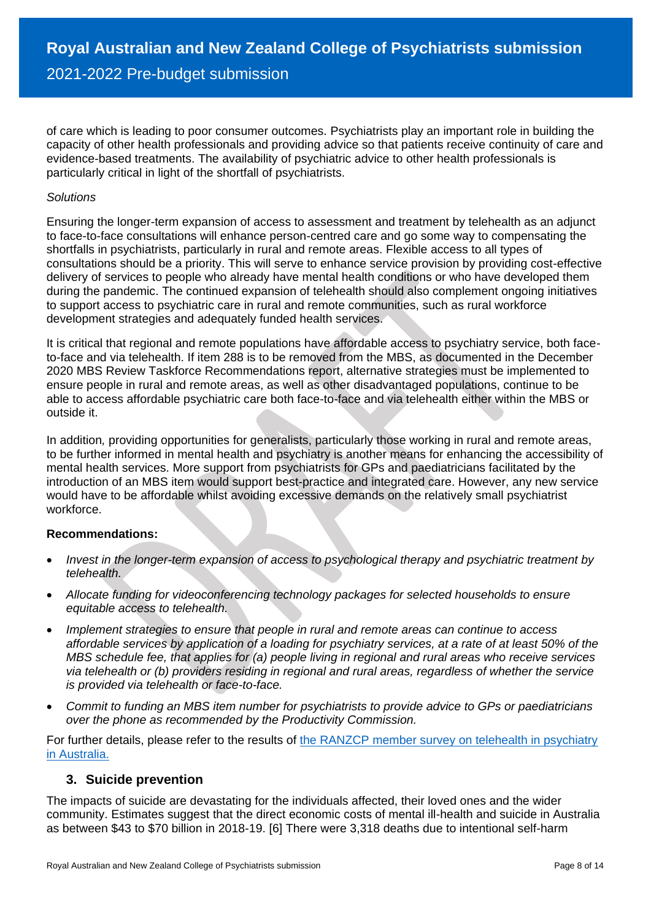of care which is leading to poor consumer outcomes. Psychiatrists play an important role in building the capacity of other health professionals and providing advice so that patients receive continuity of care and evidence-based treatments. The availability of psychiatric advice to other health professionals is particularly critical in light of the shortfall of psychiatrists.

*Solutions*

Ensuring the longer-term expansion of access to assessment and treatment by telehealth as an adjunct to face-to-face consultations will enhance person-centred care and go some way to compensating the shortfalls in psychiatrists, particularly in rural and remote areas. Flexible access to all types of consultations should be a priority. This will serve to enhance service provision by providing cost-effective delivery of services to people who already have mental health conditions or who have developed them during the pandemic. The continued expansion of telehealth should also complement ongoing initiatives to support access to psychiatric care in rural and remote communities, such as rural workforce development strategies and adequately funded health services.

It is critical that regional and remote populations have affordable access to psychiatry service, both face-to-face and via telehealth. If item 288 is to be removed from the MBS, as documented in the December 2020 MBS Review Taskforce Recommendations report, alternative strategies must be implemented to ensure people in rural and remote areas, as well as other disadvantaged populations, continue to be able to access affordable psychiatric care both face-to-face and via telehealth either within the MBS or outside it.

In addition, providing opportunities for generalists, particularly those working in rural and remote areas, to be further informed in mental health and psychiatry is another means for enhancing the accessibility of mental health services. More support from psychiatrists for GPs and paediatricians facilitated by the introduction of an MBS item would support best-practice and integrated care. However, any new service would have to be affordable whilst avoiding excessive demands on the relatively small psychiatrist workforce.

**Recommendations:**

- *Invest in the longer-term expansion of access to psychological therapy and psychiatric treatment by telehealth.*
- *Allocate funding for videoconferencing technology packages for selected households to ensure equitable access to telehealth.*
- *Implement strategies to ensure that people in rural and remote areas can continue to access affordable services by application of a loading for psychiatry services, at a rate of at least 50% of the MBS schedule fee, that applies for (a) people living in regional and rural areas who receive services via telehealth or (b) providers residing in regional and rural areas, regardless of whether the service is provided via telehealth or face-to-face.*
- *Commit to funding an MBS item number for psychiatrists to provide advice to GPs or paediatricians over the phone as recommended by the Productivity Commission.*

For further details, please refer to the results of [the RANZCP member survey on telehealth in psychiatry in Australia.]

### 3. Suicide prevention

The impacts of suicide are devastating for the individuals affected, their loved ones and the wider community. Estimates suggest that the direct economic costs of mental ill-health and suicide in Australia as between $43 to $70 billion in 2018-19. [6] There were 3,318 deaths due to intentional self-harm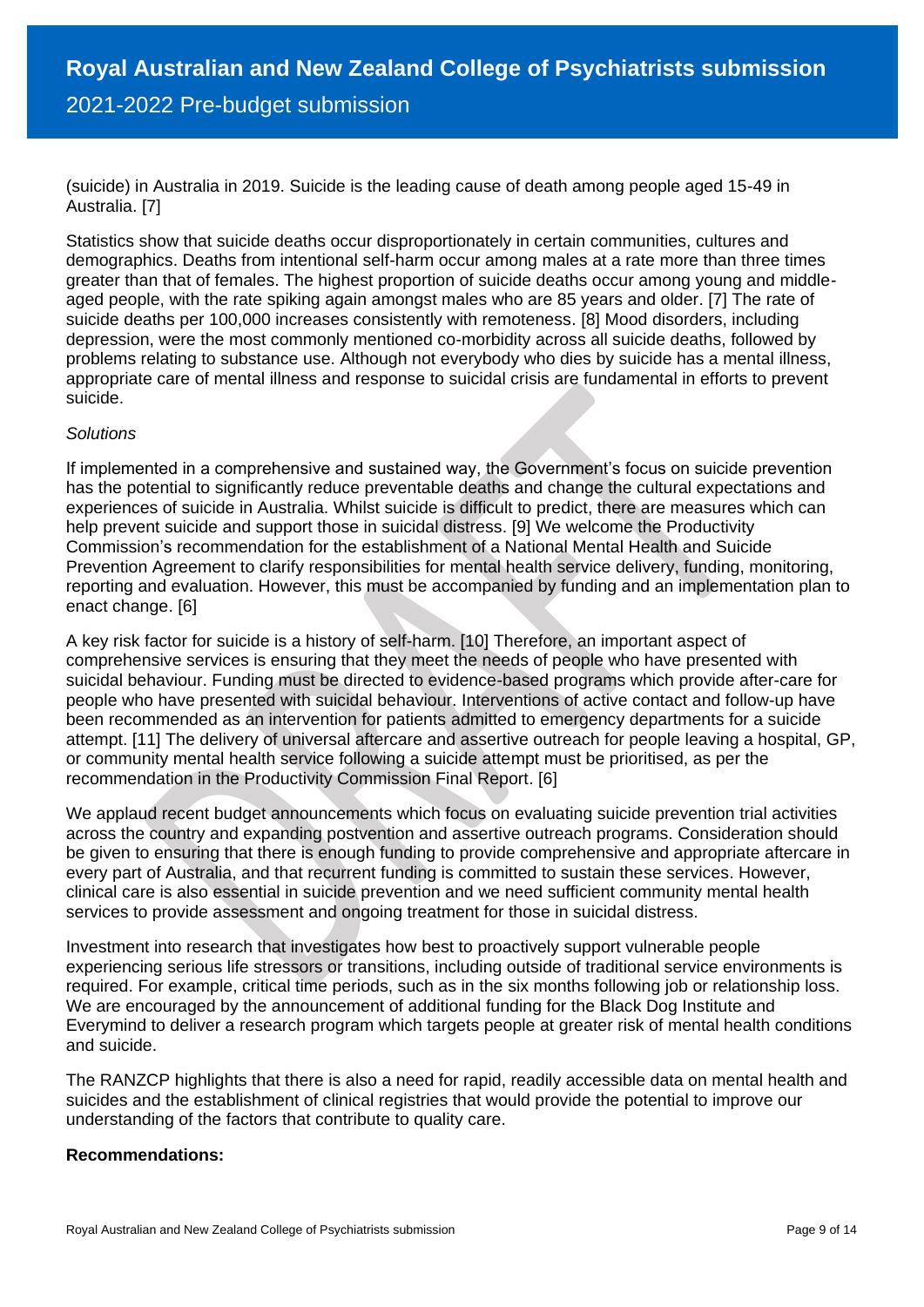(suicide) in Australia in 2019. Suicide is the leading cause of death among people aged 15-49 in Australia. [7]

Statistics show that suicide deaths occur disproportionately in certain communities, cultures and demographics. Deaths from intentional self-harm occur among males at a rate more than three times greater than that of females. The highest proportion of suicide deaths occur among young and middle-aged people, with the rate spiking again amongst males who are 85 years and older. [7] The rate of suicide deaths per 100,000 increases consistently with remoteness. [8] Mood disorders, including depression, were the most commonly mentioned co-morbidity across all suicide deaths, followed by problems relating to substance use. Although not everybody who dies by suicide has a mental illness, appropriate care of mental illness and response to suicidal crisis are fundamental in efforts to prevent suicide.

*Solutions*

If implemented in a comprehensive and sustained way, the Government's focus on suicide prevention has the potential to significantly reduce preventable deaths and change the cultural expectations and experiences of suicide in Australia. Whilst suicide is difficult to predict, there are measures which can help prevent suicide and support those in suicidal distress. [9] We welcome the Productivity Commission's recommendation for the establishment of a National Mental Health and Suicide Prevention Agreement to clarify responsibilities for mental health service delivery, funding, monitoring, reporting and evaluation. However, this must be accompanied by funding and an implementation plan to enact change. [6]

A key risk factor for suicide is a history of self-harm. [10] Therefore, an important aspect of comprehensive services is ensuring that they meet the needs of people who have presented with suicidal behaviour. Funding must be directed to evidence-based programs which provide after-care for people who have presented with suicidal behaviour. Interventions of active contact and follow-up have been recommended as an intervention for patients admitted to emergency departments for a suicide attempt. [11] The delivery of universal aftercare and assertive outreach for people leaving a hospital, GP, or community mental health service following a suicide attempt must be prioritised, as per the recommendation in the Productivity Commission Final Report. [6]

We applaud recent budget announcements which focus on evaluating suicide prevention trial activities across the country and expanding postvention and assertive outreach programs. Consideration should be given to ensuring that there is enough funding to provide comprehensive and appropriate aftercare in every part of Australia, and that recurrent funding is committed to sustain these services. However, clinical care is also essential in suicide prevention and we need sufficient community mental health services to provide assessment and ongoing treatment for those in suicidal distress.

Investment into research that investigates how best to proactively support vulnerable people experiencing serious life stressors or transitions, including outside of traditional service environments is required. For example, critical time periods, such as in the six months following job or relationship loss. We are encouraged by the announcement of additional funding for the Black Dog Institute and Everymind to deliver a research program which targets people at greater risk of mental health conditions and suicide.

The RANZCP highlights that there is also a need for rapid, readily accessible data on mental health and suicides and the establishment of clinical registries that would provide the potential to improve our understanding of the factors that contribute to quality care.

**Recommendations:**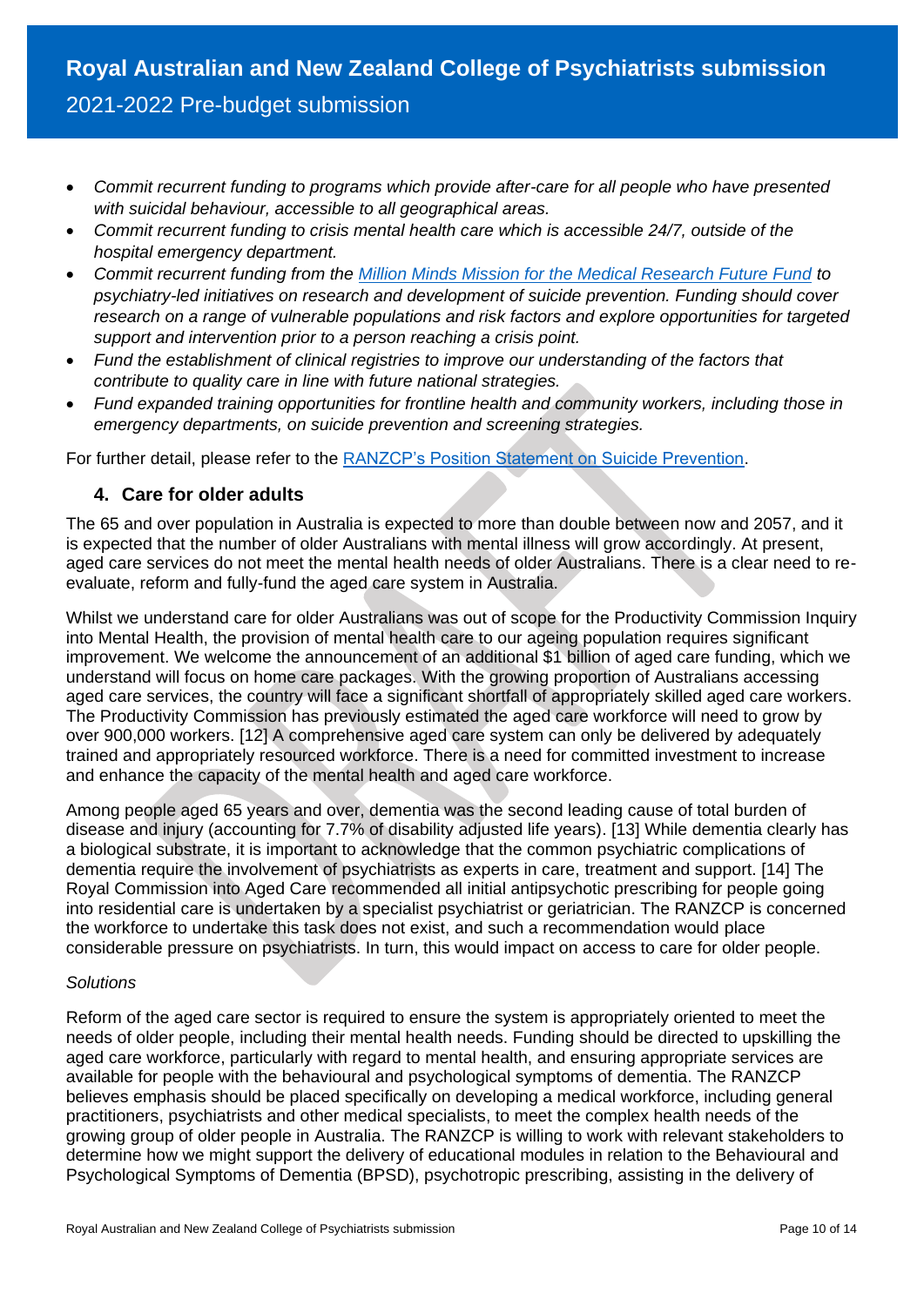- *Commit recurrent funding to programs which provide after-care for all people who have presented with suicidal behaviour, accessible to all geographical areas.*
- *Commit recurrent funding to crisis mental health care which is accessible 24/7, outside of the hospital emergency department.*
- *Commit recurrent funding from the Million Minds Mission for the Medical Research Future Fund to psychiatry-led initiatives on research and development of suicide prevention. Funding should cover research on a range of vulnerable populations and risk factors and explore opportunities for targeted support and intervention prior to a person reaching a crisis point.*
- *Fund the establishment of clinical registries to improve our understanding of the factors that contribute to quality care in line with future national strategies.*
- *Fund expanded training opportunities for frontline health and community workers, including those in emergency departments, on suicide prevention and screening strategies.*

For further detail, please refer to the RANZCP's Position Statement on Suicide Prevention.

### 4. Care for older adults

The 65 and over population in Australia is expected to more than double between now and 2057, and it is expected that the number of older Australians with mental illness will grow accordingly. At present, aged care services do not meet the mental health needs of older Australians. There is a clear need to re-evaluate, reform and fully-fund the aged care system in Australia.

Whilst we understand care for older Australians was out of scope for the Productivity Commission Inquiry into Mental Health, the provision of mental health care to our ageing population requires significant improvement. We welcome the announcement of an additional $1 billion of aged care funding, which we understand will focus on home care packages. With the growing proportion of Australians accessing aged care services, the country will face a significant shortfall of appropriately skilled aged care workers. The Productivity Commission has previously estimated the aged care workforce will need to grow by over 900,000 workers. [12] A comprehensive aged care system can only be delivered by adequately trained and appropriately resourced workforce. There is a need for committed investment to increase and enhance the capacity of the mental health and aged care workforce.

Among people aged 65 years and over, dementia was the second leading cause of total burden of disease and injury (accounting for 7.7% of disability adjusted life years). [13] While dementia clearly has a biological substrate, it is important to acknowledge that the common psychiatric complications of dementia require the involvement of psychiatrists as experts in care, treatment and support. [14] The Royal Commission into Aged Care recommended all initial antipsychotic prescribing for people going into residential care is undertaken by a specialist psychiatrist or geriatrician. The RANZCP is concerned the workforce to undertake this task does not exist, and such a recommendation would place considerable pressure on psychiatrists. In turn, this would impact on access to care for older people.

*Solutions*

Reform of the aged care sector is required to ensure the system is appropriately oriented to meet the needs of older people, including their mental health needs. Funding should be directed to upskilling the aged care workforce, particularly with regard to mental health, and ensuring appropriate services are available for people with the behavioural and psychological symptoms of dementia. The RANZCP believes emphasis should be placed specifically on developing a medical workforce, including general practitioners, psychiatrists and other medical specialists, to meet the complex health needs of the growing group of older people in Australia. The RANZCP is willing to work with relevant stakeholders to determine how we might support the delivery of educational modules in relation to the Behavioural and Psychological Symptoms of Dementia (BPSD), psychotropic prescribing, assisting in the delivery of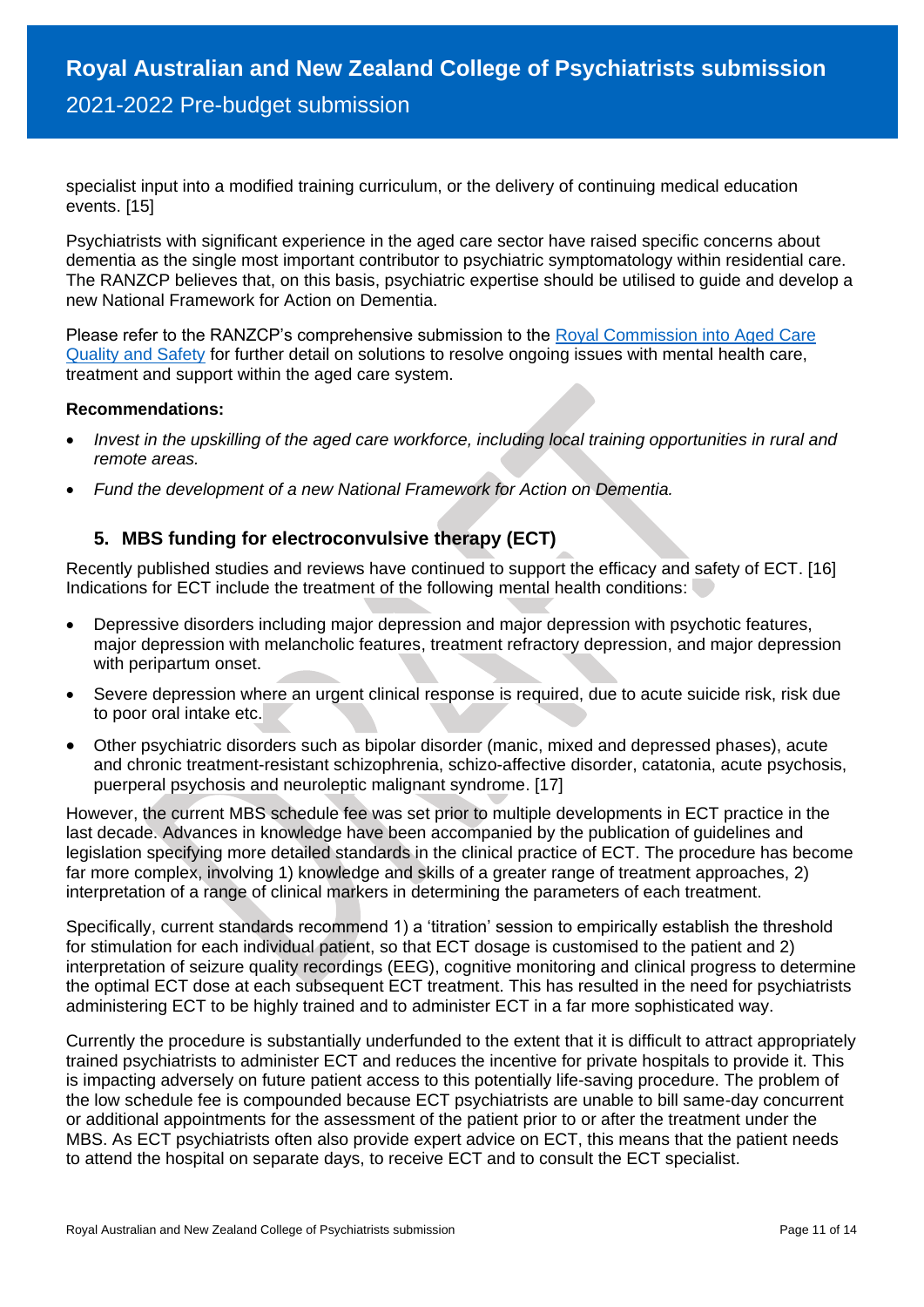specialist input into a modified training curriculum, or the delivery of continuing medical education events. [15]

Psychiatrists with significant experience in the aged care sector have raised specific concerns about dementia as the single most important contributor to psychiatric symptomatology within residential care. The RANZCP believes that, on this basis, psychiatric expertise should be utilised to guide and develop a new National Framework for Action on Dementia.

Please refer to the RANZCP's comprehensive submission to the Royal Commission into Aged Care Quality and Safety for further detail on solutions to resolve ongoing issues with mental health care, treatment and support within the aged care system.

**Recommendations:**

- *Invest in the upskilling of the aged care workforce, including local training opportunities in rural and remote areas.*
- *Fund the development of a new National Framework for Action on Dementia.*

### 5. MBS funding for electroconvulsive therapy (ECT)

Recently published studies and reviews have continued to support the efficacy and safety of ECT. [16] Indications for ECT include the treatment of the following mental health conditions:

- Depressive disorders including major depression and major depression with psychotic features, major depression with melancholic features, treatment refractory depression, and major depression with peripartum onset.
- Severe depression where an urgent clinical response is required, due to acute suicide risk, risk due to poor oral intake etc.
- Other psychiatric disorders such as bipolar disorder (manic, mixed and depressed phases), acute and chronic treatment-resistant schizophrenia, schizo-affective disorder, catatonia, acute psychosis, puerperal psychosis and neuroleptic malignant syndrome. [17]

However, the current MBS schedule fee was set prior to multiple developments in ECT practice in the last decade. Advances in knowledge have been accompanied by the publication of guidelines and legislation specifying more detailed standards in the clinical practice of ECT. The procedure has become far more complex, involving 1) knowledge and skills of a greater range of treatment approaches, 2) interpretation of a range of clinical markers in determining the parameters of each treatment.

Specifically, current standards recommend 1) a 'titration' session to empirically establish the threshold for stimulation for each individual patient, so that ECT dosage is customised to the patient and 2) interpretation of seizure quality recordings (EEG), cognitive monitoring and clinical progress to determine the optimal ECT dose at each subsequent ECT treatment. This has resulted in the need for psychiatrists administering ECT to be highly trained and to administer ECT in a far more sophisticated way.

Currently the procedure is substantially underfunded to the extent that it is difficult to attract appropriately trained psychiatrists to administer ECT and reduces the incentive for private hospitals to provide it. This is impacting adversely on future patient access to this potentially life-saving procedure. The problem of the low schedule fee is compounded because ECT psychiatrists are unable to bill same-day concurrent or additional appointments for the assessment of the patient prior to or after the treatment under the MBS. As ECT psychiatrists often also provide expert advice on ECT, this means that the patient needs to attend the hospital on separate days, to receive ECT and to consult the ECT specialist.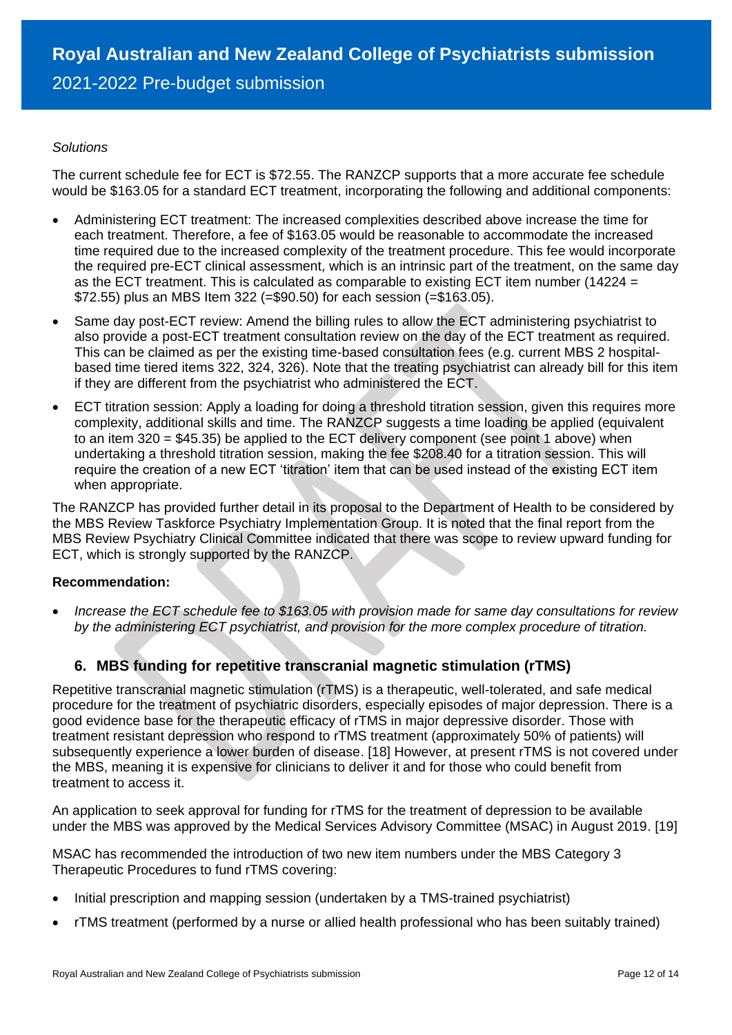*Solutions*

The current schedule fee for ECT is $72.55. The RANZCP supports that a more accurate fee schedule would be $163.05 for a standard ECT treatment, incorporating the following and additional components:

- Administering ECT treatment: The increased complexities described above increase the time for each treatment. Therefore, a fee of $163.05 would be reasonable to accommodate the increased time required due to the increased complexity of the treatment procedure. This fee would incorporate the required pre-ECT clinical assessment, which is an intrinsic part of the treatment, on the same day as the ECT treatment. This is calculated as comparable to existing ECT item number (14224 = $72.55) plus an MBS Item 322 (=$90.50) for each session (=$163.05).
- Same day post-ECT review: Amend the billing rules to allow the ECT administering psychiatrist to also provide a post-ECT treatment consultation review on the day of the ECT treatment as required. This can be claimed as per the existing time-based consultation fees (e.g. current MBS 2 hospital-based time tiered items 322, 324, 326). Note that the treating psychiatrist can already bill for this item if they are different from the psychiatrist who administered the ECT.
- ECT titration session: Apply a loading for doing a threshold titration session, given this requires more complexity, additional skills and time. The RANZCP suggests a time loading be applied (equivalent to an item 320 = $45.35) be applied to the ECT delivery component (see point 1 above) when undertaking a threshold titration session, making the fee $208.40 for a titration session. This will require the creation of a new ECT 'titration' item that can be used instead of the existing ECT item when appropriate.

The RANZCP has provided further detail in its proposal to the Department of Health to be considered by the MBS Review Taskforce Psychiatry Implementation Group. It is noted that the final report from the MBS Review Psychiatry Clinical Committee indicated that there was scope to review upward funding for ECT, which is strongly supported by the RANZCP.

**Recommendation:**

- *Increase the ECT schedule fee to $163.05 with provision made for same day consultations for review by the administering ECT psychiatrist, and provision for the more complex procedure of titration.*

## 6. MBS funding for repetitive transcranial magnetic stimulation (rTMS)

Repetitive transcranial magnetic stimulation (rTMS) is a therapeutic, well-tolerated, and safe medical procedure for the treatment of psychiatric disorders, especially episodes of major depression. There is a good evidence base for the therapeutic efficacy of rTMS in major depressive disorder. Those with treatment resistant depression who respond to rTMS treatment (approximately 50% of patients) will subsequently experience a lower burden of disease. [18] However, at present rTMS is not covered under the MBS, meaning it is expensive for clinicians to deliver it and for those who could benefit from treatment to access it.

An application to seek approval for funding for rTMS for the treatment of depression to be available under the MBS was approved by the Medical Services Advisory Committee (MSAC) in August 2019. [19]

MSAC has recommended the introduction of two new item numbers under the MBS Category 3 Therapeutic Procedures to fund rTMS covering:

- Initial prescription and mapping session (undertaken by a TMS-trained psychiatrist)
- rTMS treatment (performed by a nurse or allied health professional who has been suitably trained)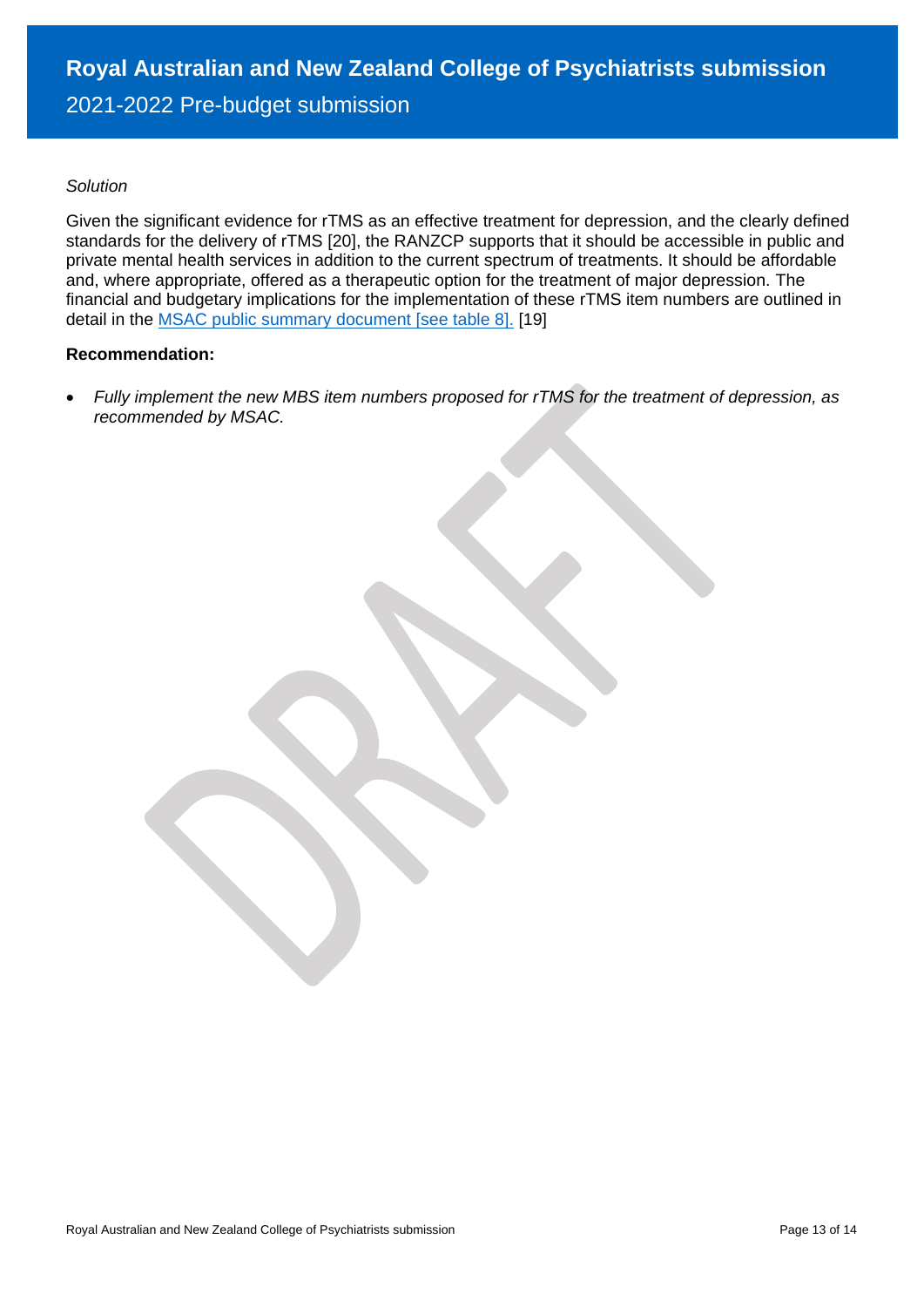*Solution*

Given the significant evidence for rTMS as an effective treatment for depression, and the clearly defined standards for the delivery of rTMS [20], the RANZCP supports that it should be accessible in public and private mental health services in addition to the current spectrum of treatments. It should be affordable and, where appropriate, offered as a therapeutic option for the treatment of major depression. The financial and budgetary implications for the implementation of these rTMS item numbers are outlined in detail in the MSAC public summary document [see table 8]. [19]

**Recommendation:**

- *Fully implement the new MBS item numbers proposed for rTMS for the treatment of depression, as recommended by MSAC.*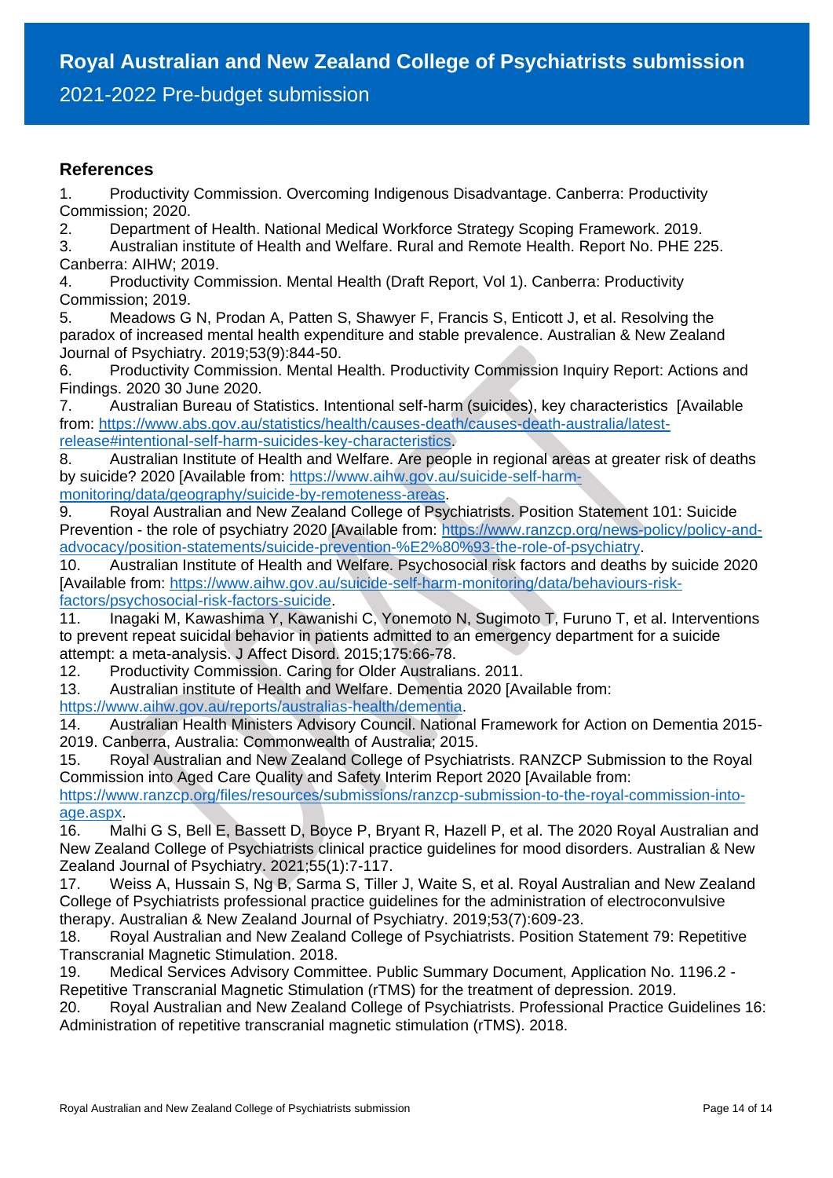## References

1. Productivity Commission. Overcoming Indigenous Disadvantage. Canberra: Productivity Commission; 2020.
2. Department of Health. National Medical Workforce Strategy Scoping Framework. 2019.
3. Australian institute of Health and Welfare. Rural and Remote Health. Report No. PHE 225. Canberra: AIHW; 2019.
4. Productivity Commission. Mental Health (Draft Report, Vol 1). Canberra: Productivity Commission; 2019.
5. Meadows G N, Prodan A, Patten S, Shawyer F, Francis S, Enticott J, et al. Resolving the paradox of increased mental health expenditure and stable prevalence. Australian & New Zealand Journal of Psychiatry. 2019;53(9):844-50.
6. Productivity Commission. Mental Health. Productivity Commission Inquiry Report: Actions and Findings. 2020 30 June 2020.
7. Australian Bureau of Statistics. Intentional self-harm (suicides), key characteristics [Available from: https://www.abs.gov.au/statistics/health/causes-death/causes-death-australia/latest-release#intentional-self-harm-suicides-key-characteristics.
8. Australian Institute of Health and Welfare. Are people in regional areas at greater risk of deaths by suicide? 2020 [Available from: https://www.aihw.gov.au/suicide-self-harm-monitoring/data/geography/suicide-by-remoteness-areas.
9. Royal Australian and New Zealand College of Psychiatrists. Position Statement 101: Suicide Prevention - the role of psychiatry 2020 [Available from: https://www.ranzcp.org/news-policy/policy-and-advocacy/position-statements/suicide-prevention-%E2%80%93-the-role-of-psychiatry.
10. Australian Institute of Health and Welfare. Psychosocial risk factors and deaths by suicide 2020 [Available from: https://www.aihw.gov.au/suicide-self-harm-monitoring/data/behaviours-risk-factors/psychosocial-risk-factors-suicide.
11. Inagaki M, Kawashima Y, Kawanishi C, Yonemoto N, Sugimoto T, Furuno T, et al. Interventions to prevent repeat suicidal behavior in patients admitted to an emergency department for a suicide attempt: a meta-analysis. J Affect Disord. 2015;175:66-78.
12. Productivity Commission. Caring for Older Australians. 2011.
13. Australian institute of Health and Welfare. Dementia 2020 [Available from: https://www.aihw.gov.au/reports/australias-health/dementia.
14. Australian Health Ministers Advisory Council. National Framework for Action on Dementia 2015-2019. Canberra, Australia: Commonwealth of Australia; 2015.
15. Royal Australian and New Zealand College of Psychiatrists. RANZCP Submission to the Royal Commission into Aged Care Quality and Safety Interim Report 2020 [Available from: https://www.ranzcp.org/files/resources/submissions/ranzcp-submission-to-the-royal-commission-into-age.aspx.
16. Malhi G S, Bell E, Bassett D, Boyce P, Bryant R, Hazell P, et al. The 2020 Royal Australian and New Zealand College of Psychiatrists clinical practice guidelines for mood disorders. Australian & New Zealand Journal of Psychiatry. 2021;55(1):7-117.
17. Weiss A, Hussain S, Ng B, Sarma S, Tiller J, Waite S, et al. Royal Australian and New Zealand College of Psychiatrists professional practice guidelines for the administration of electroconvulsive therapy. Australian & New Zealand Journal of Psychiatry. 2019;53(7):609-23.
18. Royal Australian and New Zealand College of Psychiatrists. Position Statement 79: Repetitive Transcranial Magnetic Stimulation. 2018.
19. Medical Services Advisory Committee. Public Summary Document, Application No. 1196.2 - Repetitive Transcranial Magnetic Stimulation (rTMS) for the treatment of depression. 2019.
20. Royal Australian and New Zealand College of Psychiatrists. Professional Practice Guidelines 16: Administration of repetitive transcranial magnetic stimulation (rTMS). 2018.